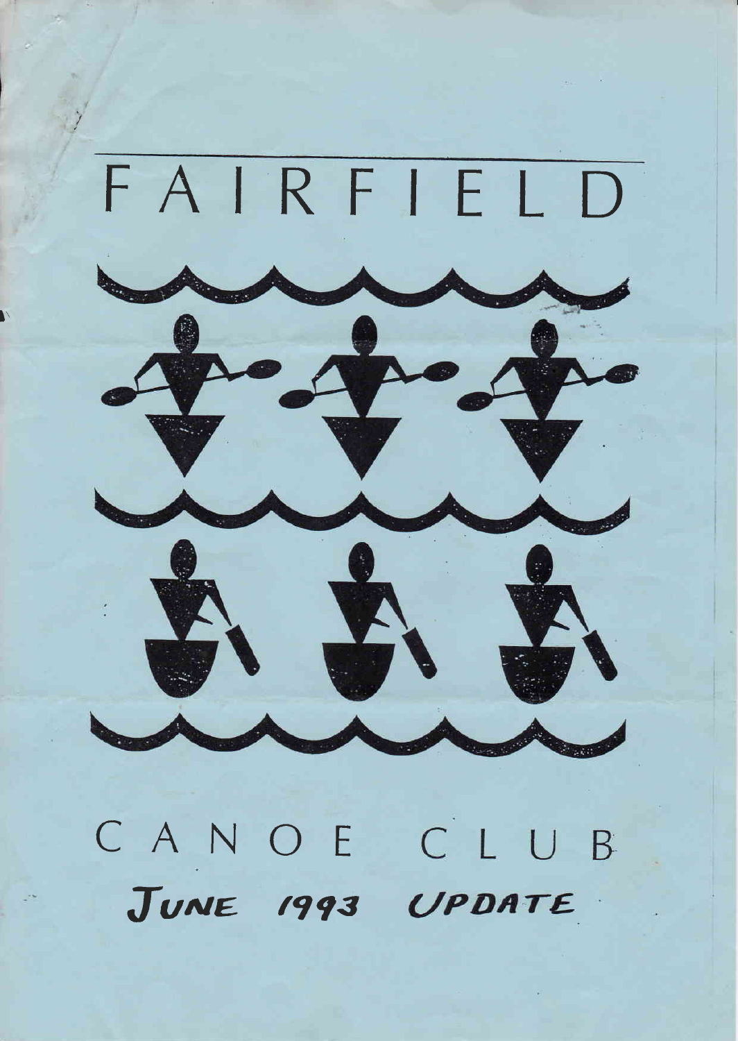# FAIRFIELD

# CANOE CLUB

## JUNE 1993 UPDATE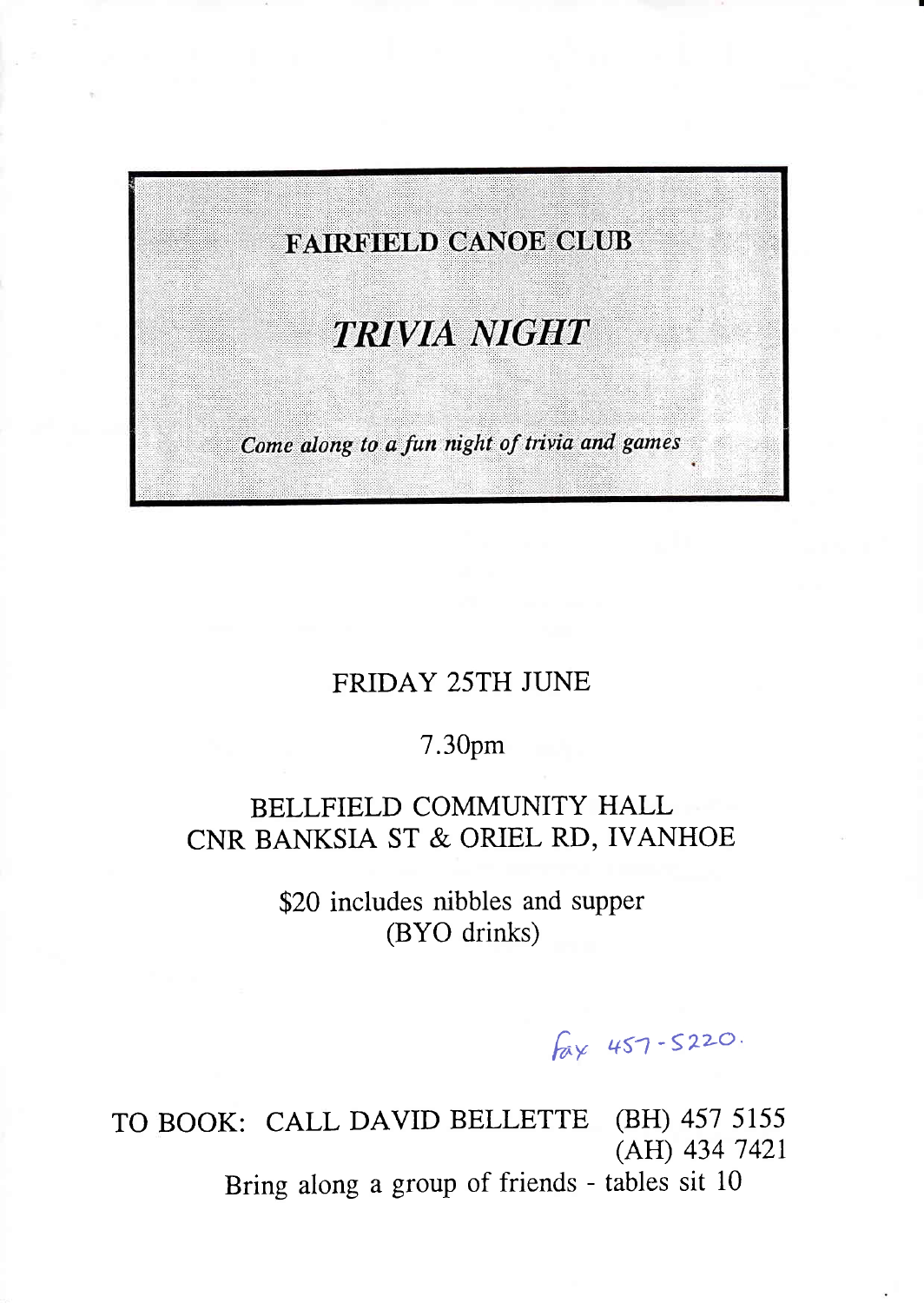# FAIRFIELD CANOE CLUB

## *TRIVIA NIGHT*

*Come along to a fun night of trivia and games*

FRIDAY 25TH JUNE

7.30pm

BELLFIELD COMMUNITY HALL
CNR BANKSIA ST & ORIEL RD, IVANHOE

$20 includes nibbles and supper
(BYO drinks)

fax 457-5220.

TO BOOK: CALL DAVID BELLETTE (BH) 457 5155
(AH) 434 7421

Bring along a group of friends - tables sit 10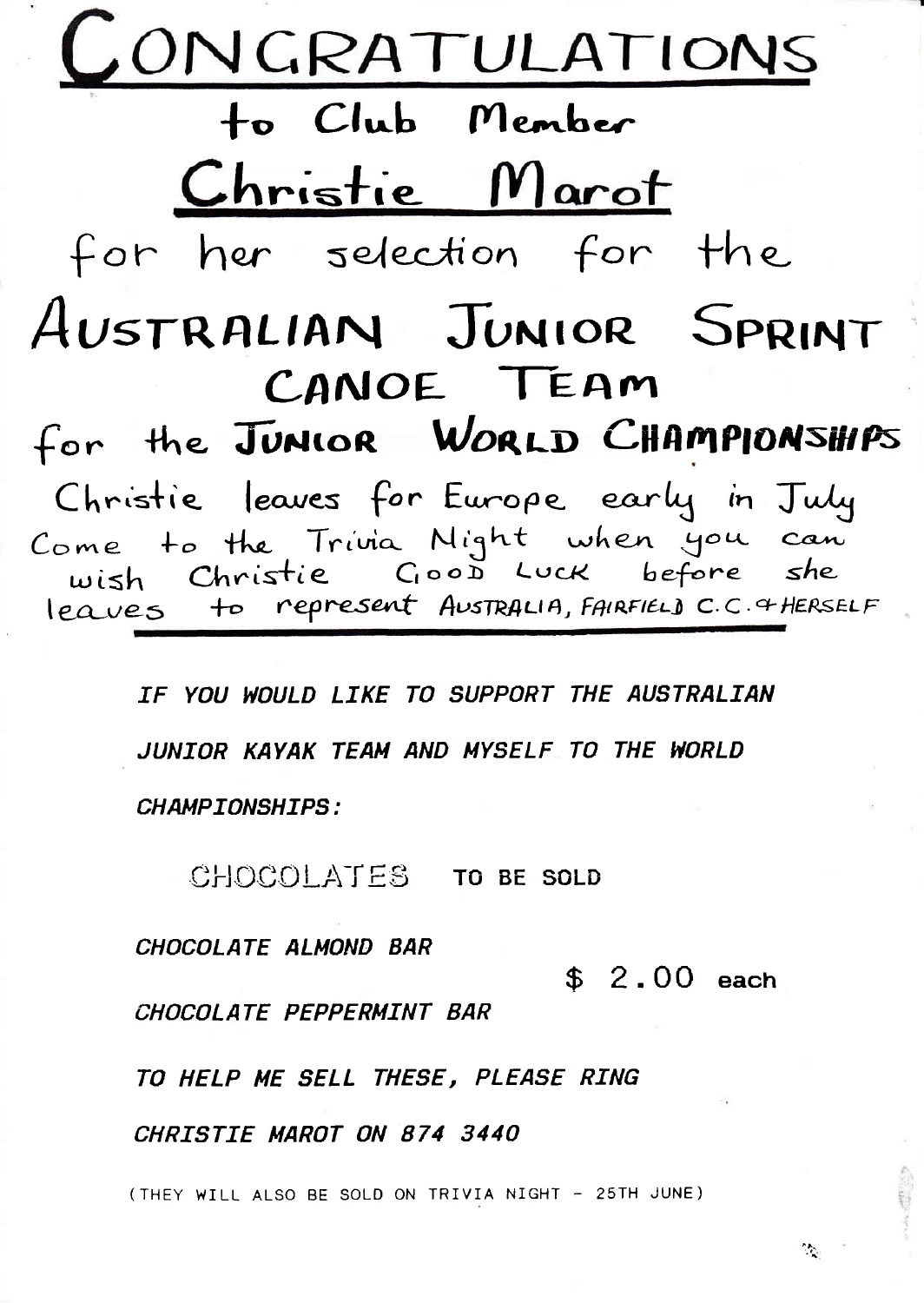# CONGRATULATIONS

## to Club Member

## Christie Marot

for her selection for the

## AUSTRALIAN JUNIOR SPRINT CANOE TEAM

for the **JUNIOR WORLD CHAMPIONSHIPS**

Christie leaves for Europe early in July

Come to the Trivia Night when you can wish Christie GOOD LUCK before she leaves to represent AUSTRALIA, FAIRFIELD C.C. & HERSELF

---

***IF YOU WOULD LIKE TO SUPPORT THE AUSTRALIAN JUNIOR KAYAK TEAM AND MYSELF TO THE WORLD CHAMPIONSHIPS:***

CHOCOLATES **TO BE SOLD**

***CHOCOLATE ALMOND BAR***

$ 2.00 **each**

***CHOCOLATE PEPPERMINT BAR***

***TO HELP ME SELL THESE, PLEASE RING CHRISTIE MAROT ON 874 3440***

(THEY WILL ALSO BE SOLD ON TRIVIA NIGHT - 25TH JUNE)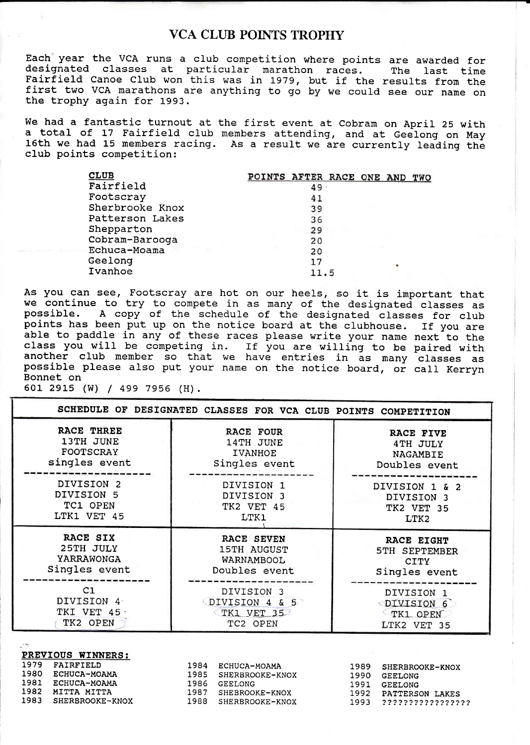# VCA CLUB POINTS TROPHY

Each year the VCA runs a club competition where points are awarded for designated classes at particular marathon races. The last time Fairfield Canoe Club won this was in 1979, but if the results from the first two VCA marathons are anything to go by we could see our name on the trophy again for 1993.

We had a fantastic turnout at the first event at Cobram on April 25 with a total of 17 Fairfield club members attending, and at Geelong on May 16th we had 15 members racing. As a result we are currently leading the club points competition:

| CLUB | POINTS AFTER RACE ONE AND TWO |
|---|---|
| Fairfield | 49 |
| Footscray | 41 |
| Sherbrooke Knox | 39 |
| Patterson Lakes | 36 |
| Shepparton | 29 |
| Cobram-Barooga | 20 |
| Echuca-Moama | 20 |
| Geelong | 17 |
| Ivanhoe | 11.5 |

As you can see, Footscray are hot on our heels, so it is important that we continue to try to compete in as many of the designated classes as possible. A copy of the schedule of the designated classes for club points has been put up on the notice board at the clubhouse. If you are able to paddle in any of these races please write your name next to the class you will be competing in. If you are willing to be paired with another club member so that we have entries in as many classes as possible please also put your name on the notice board, or call Kerryn Bonnet on
601 2915 (W) / 499 7956 (H).

**SCHEDULE OF DESIGNATED CLASSES FOR VCA CLUB POINTS COMPETITION**

| RACE THREE<br>13TH JUNE<br>FOOTSCRAY<br>singles event | RACE FOUR<br>14TH JUNE<br>IVANHOE<br>Singles event | RACE FIVE<br>4TH JULY<br>NAGAMBIE<br>Doubles event |
|---|---|---|
| DIVISION 2<br>DIVISION 5<br>TC1 OPEN<br>LTK1 VET 45 | DIVISION 1<br>DIVISION 3<br>TK2 VET 45<br>LTK1 | DIVISION 1 & 2<br>DIVISION 3<br>TK2 VET 35<br>LTK2 |
| **RACE SIX**<br>**25TH JULY**<br>**YARRAWONGA**<br>**Singles event** | **RACE SEVEN**<br>**15TH AUGUST**<br>**WARNAMBOOL**<br>**Doubles event** | **RACE EIGHT**<br>**5TH SEPTEMBER**<br>**CITY**<br>**Singles event** |
| C1<br>DIVISION 4<br>TKI VET 45<br>TK2 OPEN | DIVISION 3<br>DIVISION 4 & 5<br>TK1 VET 35<br>TC2 OPEN | DIVISION 1<br>DIVISION 6<br>TK1 OPEN<br>LTK2 VET 35 |

**PREVIOUS WINNERS:**

| | | | | | |
|---|---|---|---|---|---|
| 1979 | FAIRFIELD | 1984 | ECHUCA-MOAMA | 1989 | SHERBROOKE-KNOX |
| 1980 | ECHUCA-MOAMA | 1985 | SHERBROOKE-KNOX | 1990 | GEELONG |
| 1981 | ECHUCA-MOAMA | 1986 | GEELONG | 1991 | GEELONG |
| 1982 | MITTA MITTA | 1987 | SHEBROOKE-KNOX | 1992 | PATTERSON LAKES |
| 1983 | SHERBROOKE-KNOX | 1988 | SHERBROOKE-KNOX | 1993 | ???????????????? |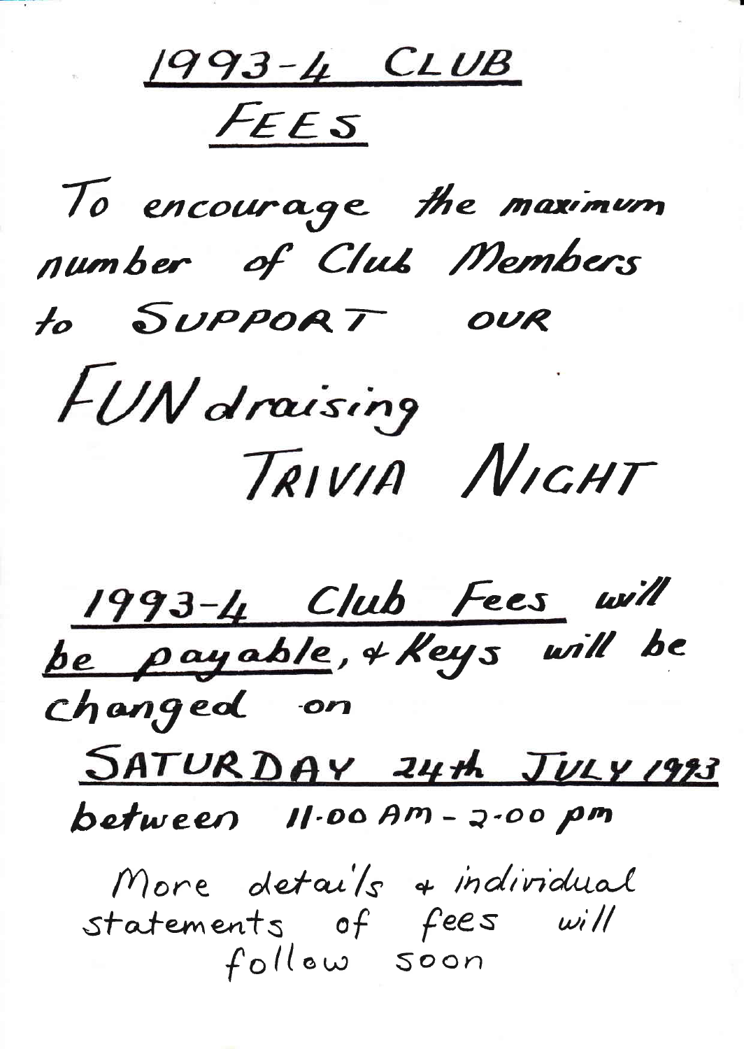# 1993-4 CLUB FEES

To encourage the maximum number of Club Members to SUPPORT OUR

FUNdraising TRIVIA NIGHT

**1993-4 Club Fees will be payable**, & Keys will be changed on

**SATURDAY 24th JULY 1993**

between 11.00 AM - 2.00 pm

More details & individual statements of fees will follow soon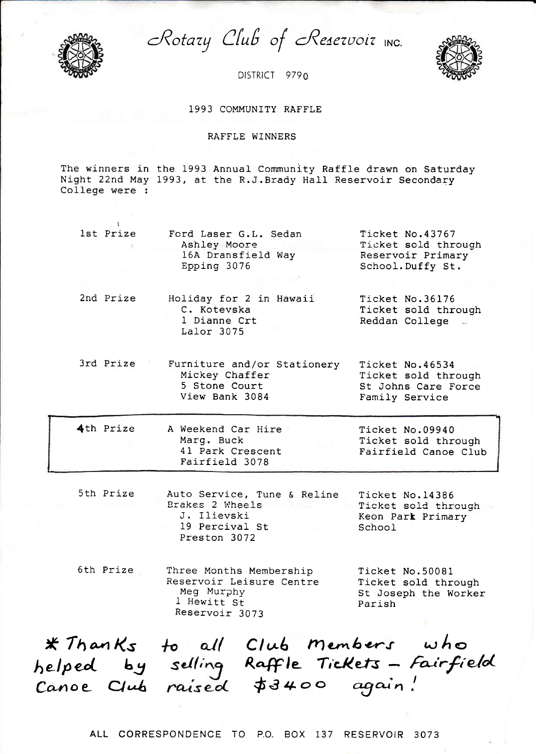# Rotary Club of Reservoir INC.

DISTRICT 9790

## 1993 COMMUNITY RAFFLE

### RAFFLE WINNERS

The winners in the 1993 Annual Community Raffle drawn on Saturday Night 22nd May 1993, at the R.J.Brady Hall Reservoir Secondary College were :

| Prize | Winner | Ticket |
|---|---|---|
| 1st Prize | Ford Laser G.L. Sedan<br>Ashley Moore<br>16A Dransfield Way<br>Epping 3076 | Ticket No.43767<br>Ticket sold through Reservoir Primary School.Duffy St. |
| 2nd Prize | Holiday for 2 in Hawaii<br>C. Kotevska<br>1 Dianne Crt<br>Lalor 3075 | Ticket No.36176<br>Ticket sold through Reddan College |
| 3rd Prize | Furniture and/or Stationery<br>Mickey Chaffer<br>5 Stone Court<br>View Bank 3084 | Ticket No.46534<br>Ticket sold through St Johns Care Force Family Service |
| 4th Prize | A Weekend Car Hire<br>Marg. Buck<br>41 Park Crescent<br>Fairfield 3078 | Ticket No.09940<br>Ticket sold through Fairfield Canoe Club |
| 5th Prize | Auto Service, Tune & Reline Brakes 2 Wheels<br>J. Ilievski<br>19 Percival St<br>Preston 3072 | Ticket No.14386<br>Ticket sold through Keon Park Primary School |
| 6th Prize | Three Months Membership Reservoir Leisure Centre<br>Meg Murphy<br>1 Hewitt St<br>Reservoir 3073 | Ticket No.50081<br>Ticket sold through St Joseph the Worker Parish |

*Thanks to all Club members who helped by selling Raffle Tickets – Fairfield Canoe Club raised $3400 again!

ALL CORRESPONDENCE TO P.O. BOX 137 RESERVOIR 3073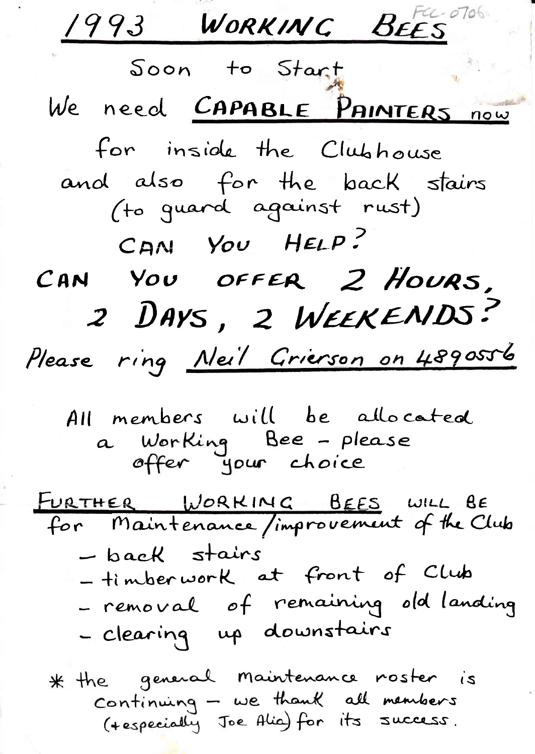# 1993 WORKING BEES

FCC-0706

Soon to Start

We need **CAPABLE PAINTERS** now

for inside the Clubhouse

and also for the back stairs

(to guard against rust)

CAN YOU HELP?

CAN YOU OFFER 2 HOURS,

2 DAYS, 2 WEEKENDS?

Please ring Neil Grierson on 4890556

All members will be allocated a Working Bee – please offer your choice

FURTHER WORKING BEES WILL BE for Maintenance / improvement of the Club

- back stairs
- timberwork at front of Club
- removal of remaining old landing
- clearing up downstairs

* the general maintenance roster is continuing – we thank all members (+ especially Joe Alia) for its success.